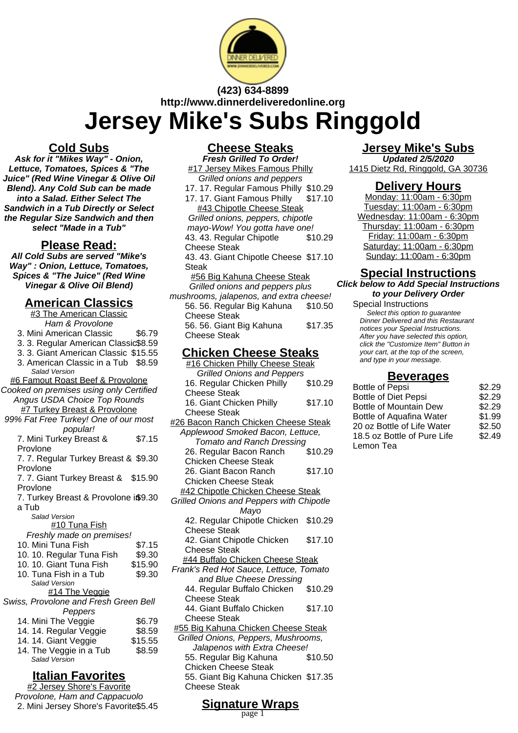**(423) 634-8899**
**http://www.dinnerdeliveredonline.org**

# Jersey Mike's Subs Ringgold

## Cold Subs

**Ask for it "Mikes Way" - Onion, Lettuce, Tomatoes, Spices & "The Juice" (Red Wine Vinegar & Olive Oil Blend). Any Cold Sub can be made into a Salad. Either Select The Sandwich in a Tub Directly or Select the Regular Size Sandwich and then select "Made in a Tub"**

## Please Read:

**All Cold Subs are served "Mike's Way" : Onion, Lettuce, Tomatoes, Spices & "The Juice" (Red Wine Vinegar & Olive Oil Blend)**

## American Classics

#3 The American Classic
*Ham & Provolone*

| | |
|---|---|
| 3. Mini American Classic | $6.79 |
| 3. 3. Regular American Classic | $8.59 |
| 3. 3. Giant American Classic | $15.55 |
| 3. American Classic in a Tub | $8.59 |

*Salad Version*

#6 Famout Roast Beef & Provolone
*Cooked on premises using only Certified Angus USDA Choice Top Rounds*

#7 Turkey Breast & Provolone
*99% Fat Free Turkey! One of our most popular!*

| | |
|---|---|
| 7. Mini Turkey Breast & Provlone | $7.15 |
| 7. 7. Regular Turkey Breast & Provlone | $9.30 |
| 7. 7. Giant Turkey Breast & Provlone | $15.90 |
| 7. Turkey Breast & Provolone in a Tub | $9.30 |

*Salad Version*

#10 Tuna Fish
*Freshly made on premises!*

| | |
|---|---|
| 10. Mini Tuna Fish | $7.15 |
| 10. 10. Regular Tuna Fish | $9.30 |
| 10. 10. Giant Tuna Fish | $15.90 |
| 10. Tuna Fish in a Tub | $9.30 |

*Salad Version*

#14 The Veggie
*Swiss, Provolone and Fresh Green Bell Peppers*

| | |
|---|---|
| 14. Mini The Veggie | $6.79 |
| 14. 14. Regular Veggie | $8.59 |
| 14. 14. Giant Veggie | $15.55 |
| 14. The Veggie in a Tub | $8.59 |

*Salad Version*

## Italian Favorites

#2 Jersey Shore's Favorite
*Provolone, Ham and Cappacuolo*

| | |
|---|---|
| 2. Mini Jersey Shore's Favorite | $5.45 |

## Cheese Steaks

***Fresh Grilled To Order!***

#17 Jersey Mikes Famous Philly
*Grilled onions and peppers*

| | |
|---|---|
| 17. 17. Regular Famous Philly | $10.29 |
| 17. 17. Giant Famous Philly | $17.10 |

#43 Chipotle Cheese Steak
*Grilled onions, peppers, chipotle mayo-Wow! You gotta have one!*

| | |
|---|---|
| 43. 43. Regular Chipotle Cheese Steak | $10.29 |
| 43. 43. Giant Chipotle Cheese Steak | $17.10 |

#56 Big Kahuna Cheese Steak
*Grilled onions and peppers plus mushrooms, jalapenos, and extra cheese!*

| | |
|---|---|
| 56. 56. Regular Big Kahuna Cheese Steak | $10.50 |
| 56. 56. Giant Big Kahuna Cheese Steak | $17.35 |

## Chicken Cheese Steaks

#16 Chicken Philly Cheese Steak
*Grilled Onions and Peppers*

| | |
|---|---|
| 16. Regular Chicken Philly Cheese Steak | $10.29 |
| 16. Giant Chicken Philly Cheese Steak | $17.10 |

#26 Bacon Ranch Chicken Cheese Steak
*Applewood Smoked Bacon, Lettuce, Tomato and Ranch Dressing*

| | |
|---|---|
| 26. Regular Bacon Ranch Chicken Cheese Steak | $10.29 |
| 26. Giant Bacon Ranch Chicken Cheese Steak | $17.10 |

#42 Chipotle Chicken Cheese Steak
*Grilled Onions and Peppers with Chipotle Mayo*

| | |
|---|---|
| 42. Regular Chipotle Chicken Cheese Steak | $10.29 |
| 42. Giant Chipotle Chicken Cheese Steak | $17.10 |

#44 Buffalo Chicken Cheese Steak
*Frank's Red Hot Sauce, Lettuce, Tomato and Blue Cheese Dressing*

| | |
|---|---|
| 44. Regular Buffalo Chicken Cheese Steak | $10.29 |
| 44. Giant Buffalo Chicken Cheese Steak | $17.10 |

#55 Big Kahuna Chicken Cheese Steak
*Grilled Onions, Peppers, Mushrooms, Jalapenos with Extra Cheese!*

| | |
|---|---|
| 55. Regular Big Kahuna Chicken Cheese Steak | $10.50 |
| 55. Giant Big Kahuna Chicken Cheese Steak | $17.35 |

## Signature Wraps

## Jersey Mike's Subs

**Updated 2/5/2020**

1415 Dietz Rd, Ringgold, GA 30736

## Delivery Hours

Monday: 11:00am - 6:30pm
Tuesday: 11:00am - 6:30pm
Wednesday: 11:00am - 6:30pm
Thursday: 11:00am - 6:30pm
Friday: 11:00am - 6:30pm
Saturday: 11:00am - 6:30pm
Sunday: 11:00am - 6:30pm

## Special Instructions

***Click below to Add Special Instructions to your Delivery Order***

Special Instructions

*Select this option to guarantee Dinner Delivered and this Restaurant notices your Special Instructions. After you have selected this option, click the "Customize Item" Button in your cart, at the top of the screen, and type in your message.*

## Beverages

| | |
|---|---|
| Bottle of Pepsi | $2.29 |
| Bottle of Diet Pepsi | $2.29 |
| Bottle of Mountain Dew | $2.29 |
| Bottle of Aquafina Water | $1.99 |
| 20 oz Bottle of Life Water | $2.50 |
| 18.5 oz Bottle of Pure Life Lemon Tea | $2.49 |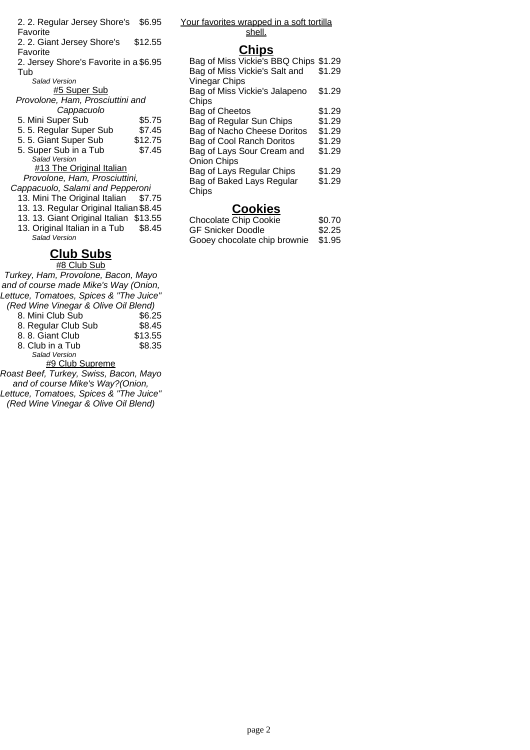| | |
|---|---|
| 2. 2. Regular Jersey Shore's Favorite | $6.95 |
| 2. 2. Giant Jersey Shore's Favorite | $12.55 |
| 2. Jersey Shore's Favorite in a Tub | $6.95 |

*Salad Version*

#5 Super Sub

*Provolone, Ham, Prosciuttini and Cappacuolo*

| | |
|---|---|
| 5. Mini Super Sub | $5.75 |
| 5. 5. Regular Super Sub | $7.45 |
| 5. 5. Giant Super Sub | $12.75 |
| 5. Super Sub in a Tub | $7.45 |

*Salad Version*

#13 The Original Italian

*Provolone, Ham, Prosciuttini, Cappacuolo, Salami and Pepperoni*

| | |
|---|---|
| 13. Mini The Original Italian | $7.75 |
| 13. 13. Regular Original Italian | $8.45 |
| 13. 13. Giant Original Italian | $13.55 |
| 13. Original Italian in a Tub | $8.45 |

*Salad Version*

## Club Subs

#8 Club Sub

*Turkey, Ham, Provolone, Bacon, Mayo and of course made Mike's Way (Onion, Lettuce, Tomatoes, Spices & "The Juice" (Red Wine Vinegar & Olive Oil Blend)*

| | |
|---|---|
| 8. Mini Club Sub | $6.25 |
| 8. Regular Club Sub | $8.45 |
| 8. 8. Giant Club | $13.55 |
| 8. Club in a Tub | $8.35 |

*Salad Version*

#9 Club Supreme

*Roast Beef, Turkey, Swiss, Bacon, Mayo and of course Mike's Way?(Onion, Lettuce, Tomatoes, Spices & "The Juice" (Red Wine Vinegar & Olive Oil Blend)*

Your favorites wrapped in a soft tortilla shell.

## Chips

| | |
|---|---|
| Bag of Miss Vickie's BBQ Chips | $1.29 |
| Bag of Miss Vickie's Salt and Vinegar Chips | $1.29 |
| Bag of Miss Vickie's Jalapeno Chips | $1.29 |
| Bag of Cheetos | $1.29 |
| Bag of Regular Sun Chips | $1.29 |
| Bag of Nacho Cheese Doritos | $1.29 |
| Bag of Cool Ranch Doritos | $1.29 |
| Bag of Lays Sour Cream and Onion Chips | $1.29 |
| Bag of Lays Regular Chips | $1.29 |
| Bag of Baked Lays Regular Chips | $1.29 |

## Cookies

| | |
|---|---|
| Chocolate Chip Cookie | $0.70 |
| GF Snicker Doodle | $2.25 |
| Gooey chocolate chip brownie | $1.95 |